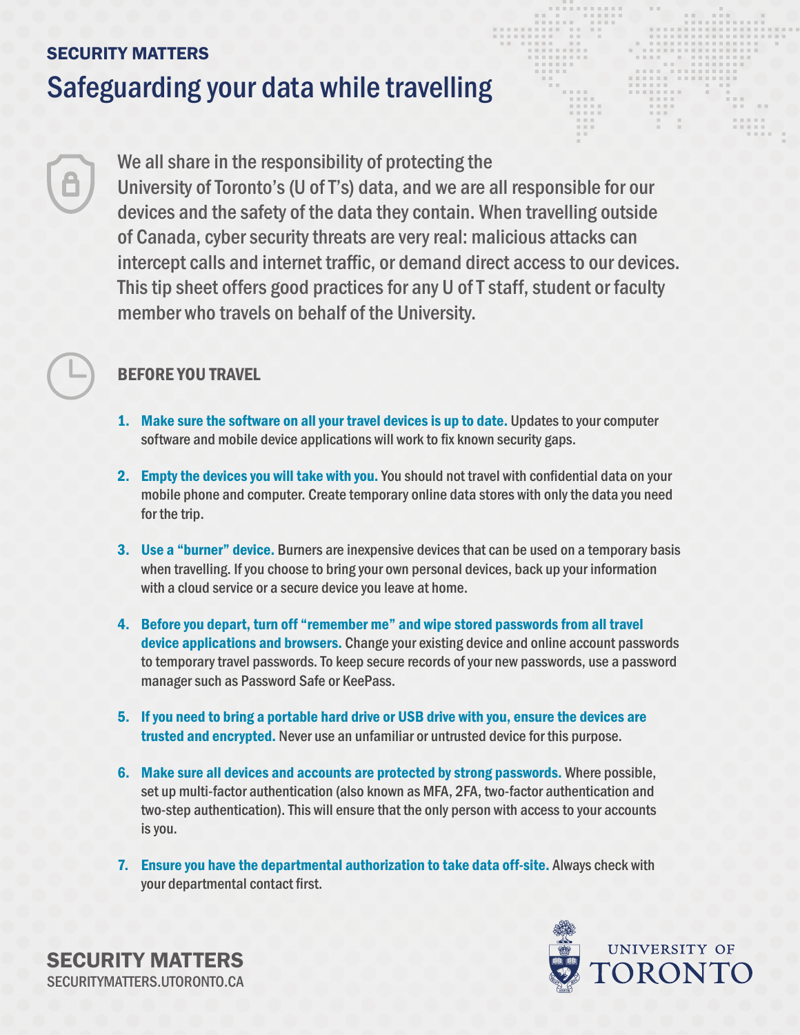SECURITY MATTERS

# Safeguarding your data while travelling

We all share in the responsibility of protecting the University of Toronto's (U of T's) data, and we are all responsible for our devices and the safety of the data they contain. When travelling outside of Canada, cyber security threats are very real: malicious attacks can intercept calls and internet traffic, or demand direct access to our devices. This tip sheet offers good practices for any U of T staff, student or faculty member who travels on behalf of the University.

## BEFORE YOU TRAVEL

1. **Make sure the software on all your travel devices is up to date.** Updates to your computer software and mobile device applications will work to fix known security gaps.
2. **Empty the devices you will take with you.** You should not travel with confidential data on your mobile phone and computer. Create temporary online data stores with only the data you need for the trip.
3. **Use a "burner" device.** Burners are inexpensive devices that can be used on a temporary basis when travelling. If you choose to bring your own personal devices, back up your information with a cloud service or a secure device you leave at home.
4. **Before you depart, turn off "remember me" and wipe stored passwords from all travel device applications and browsers.** Change your existing device and online account passwords to temporary travel passwords. To keep secure records of your new passwords, use a password manager such as Password Safe or KeePass.
5. **If you need to bring a portable hard drive or USB drive with you, ensure the devices are trusted and encrypted.** Never use an unfamiliar or untrusted device for this purpose.
6. **Make sure all devices and accounts are protected by strong passwords.** Where possible, set up multi-factor authentication (also known as MFA, 2FA, two-factor authentication and two-step authentication). This will ensure that the only person with access to your accounts is you.
7. **Ensure you have the departmental authorization to take data off-site.** Always check with your departmental contact first.

SECURITY MATTERS
SECURITYMATTERS.UTORONTO.CA

UNIVERSITY OF TORONTO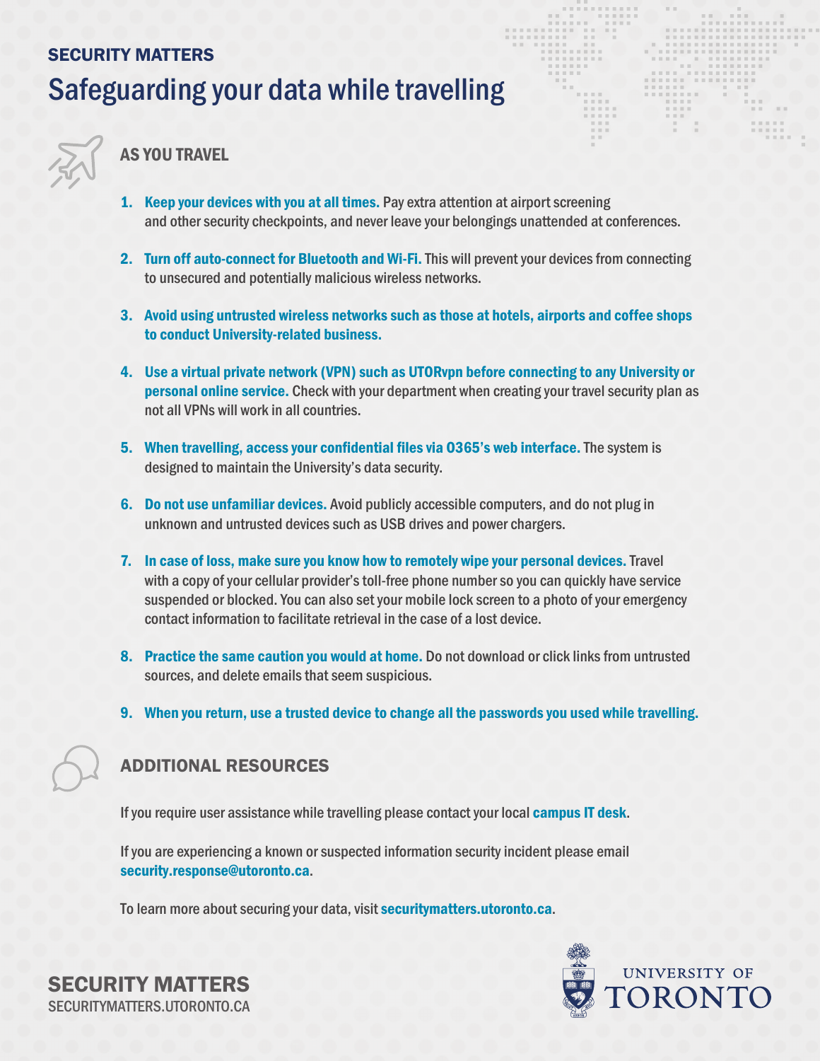## SECURITY MATTERS

# Safeguarding your data while travelling

### AS YOU TRAVEL

1. **Keep your devices with you at all times.** Pay extra attention at airport screening and other security checkpoints, and never leave your belongings unattended at conferences.

2. **Turn off auto-connect for Bluetooth and Wi-Fi.** This will prevent your devices from connecting to unsecured and potentially malicious wireless networks.

3. **Avoid using untrusted wireless networks such as those at hotels, airports and coffee shops to conduct University-related business.**

4. **Use a virtual private network (VPN) such as UTORvpn before connecting to any University or personal online service.** Check with your department when creating your travel security plan as not all VPNs will work in all countries.

5. **When travelling, access your confidential files via O365's web interface.** The system is designed to maintain the University's data security.

6. **Do not use unfamiliar devices.** Avoid publicly accessible computers, and do not plug in unknown and untrusted devices such as USB drives and power chargers.

7. **In case of loss, make sure you know how to remotely wipe your personal devices.** Travel with a copy of your cellular provider's toll-free phone number so you can quickly have service suspended or blocked. You can also set your mobile lock screen to a photo of your emergency contact information to facilitate retrieval in the case of a lost device.

8. **Practice the same caution you would at home.** Do not download or click links from untrusted sources, and delete emails that seem suspicious.

9. **When you return, use a trusted device to change all the passwords you used while travelling.**

### ADDITIONAL RESOURCES

If you require user assistance while travelling please contact your local **campus IT desk**.

If you are experiencing a known or suspected information security incident please email **security.response@utoronto.ca**.

To learn more about securing your data, visit **securitymatters.utoronto.ca**.

**SECURITY MATTERS**
SECURITYMATTERS.UTORONTO.CA

UNIVERSITY OF TORONTO